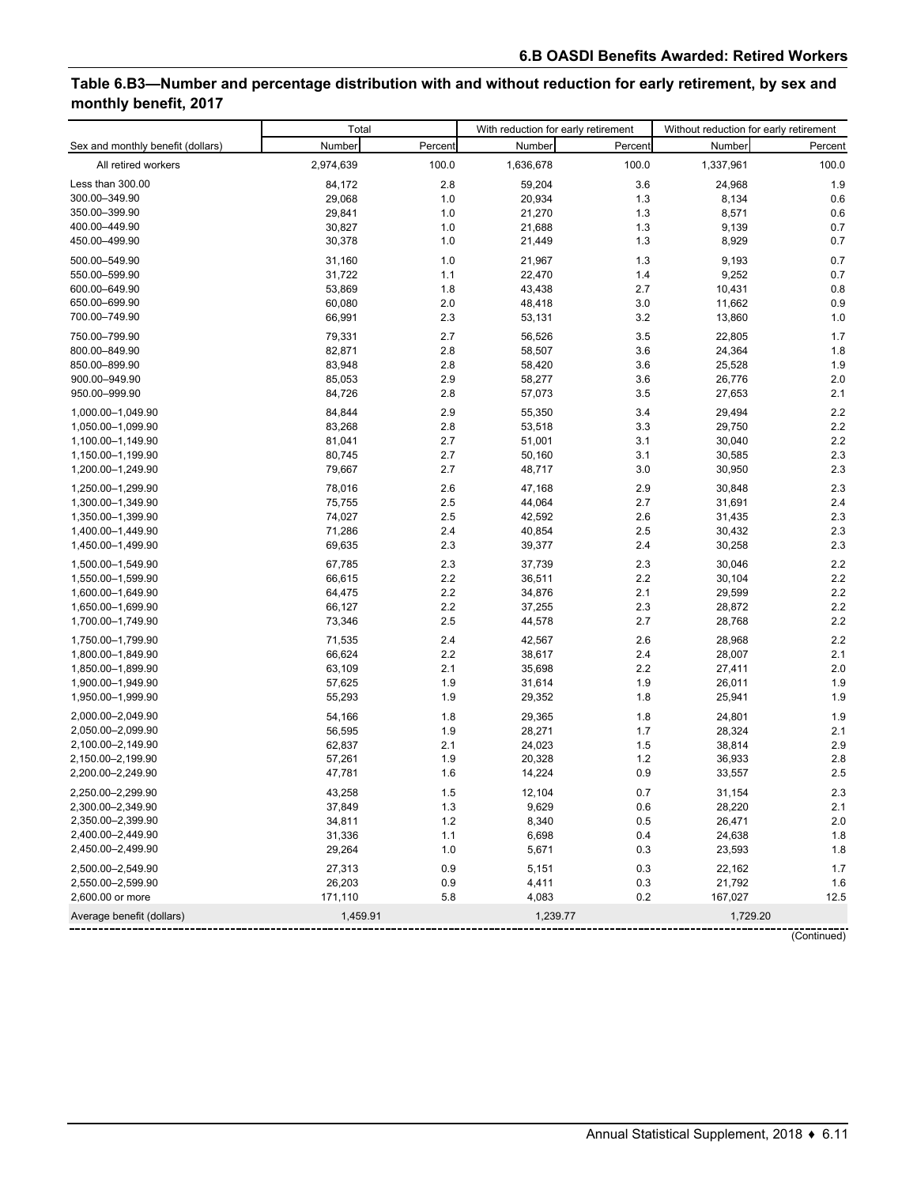## Table 6.B3—Number and percentage distribution with and without reduction for early retirement, by sex and monthly benefit, 2017

| Sex and monthly benefit (dollars) | Total | | With reduction for early retirement | | Without reduction for early retirement | |
|---|---|---|---|---|---|---|
| | Number | Percent | Number | Percent | Number | Percent |
| All retired workers | 2,974,639 | 100.0 | 1,636,678 | 100.0 | 1,337,961 | 100.0 |
| Less than 300.00 | 84,172 | 2.8 | 59,204 | 3.6 | 24,968 | 1.9 |
| 300.00–349.90 | 29,068 | 1.0 | 20,934 | 1.3 | 8,134 | 0.6 |
| 350.00–399.90 | 29,841 | 1.0 | 21,270 | 1.3 | 8,571 | 0.6 |
| 400.00–449.90 | 30,827 | 1.0 | 21,688 | 1.3 | 9,139 | 0.7 |
| 450.00–499.90 | 30,378 | 1.0 | 21,449 | 1.3 | 8,929 | 0.7 |
| 500.00–549.90 | 31,160 | 1.0 | 21,967 | 1.3 | 9,193 | 0.7 |
| 550.00–599.90 | 31,722 | 1.1 | 22,470 | 1.4 | 9,252 | 0.7 |
| 600.00–649.90 | 53,869 | 1.8 | 43,438 | 2.7 | 10,431 | 0.8 |
| 650.00–699.90 | 60,080 | 2.0 | 48,418 | 3.0 | 11,662 | 0.9 |
| 700.00–749.90 | 66,991 | 2.3 | 53,131 | 3.2 | 13,860 | 1.0 |
| 750.00–799.90 | 79,331 | 2.7 | 56,526 | 3.5 | 22,805 | 1.7 |
| 800.00–849.90 | 82,871 | 2.8 | 58,507 | 3.6 | 24,364 | 1.8 |
| 850.00–899.90 | 83,948 | 2.8 | 58,420 | 3.6 | 25,528 | 1.9 |
| 900.00–949.90 | 85,053 | 2.9 | 58,277 | 3.6 | 26,776 | 2.0 |
| 950.00–999.90 | 84,726 | 2.8 | 57,073 | 3.5 | 27,653 | 2.1 |
| 1,000.00–1,049.90 | 84,844 | 2.9 | 55,350 | 3.4 | 29,494 | 2.2 |
| 1,050.00–1,099.90 | 83,268 | 2.8 | 53,518 | 3.3 | 29,750 | 2.2 |
| 1,100.00–1,149.90 | 81,041 | 2.7 | 51,001 | 3.1 | 30,040 | 2.2 |
| 1,150.00–1,199.90 | 80,745 | 2.7 | 50,160 | 3.1 | 30,585 | 2.3 |
| 1,200.00–1,249.90 | 79,667 | 2.7 | 48,717 | 3.0 | 30,950 | 2.3 |
| 1,250.00–1,299.90 | 78,016 | 2.6 | 47,168 | 2.9 | 30,848 | 2.3 |
| 1,300.00–1,349.90 | 75,755 | 2.5 | 44,064 | 2.7 | 31,691 | 2.4 |
| 1,350.00–1,399.90 | 74,027 | 2.5 | 42,592 | 2.6 | 31,435 | 2.3 |
| 1,400.00–1,449.90 | 71,286 | 2.4 | 40,854 | 2.5 | 30,432 | 2.3 |
| 1,450.00–1,499.90 | 69,635 | 2.3 | 39,377 | 2.4 | 30,258 | 2.3 |
| 1,500.00–1,549.90 | 67,785 | 2.3 | 37,739 | 2.3 | 30,046 | 2.2 |
| 1,550.00–1,599.90 | 66,615 | 2.2 | 36,511 | 2.2 | 30,104 | 2.2 |
| 1,600.00–1,649.90 | 64,475 | 2.2 | 34,876 | 2.1 | 29,599 | 2.2 |
| 1,650.00–1,699.90 | 66,127 | 2.2 | 37,255 | 2.3 | 28,872 | 2.2 |
| 1,700.00–1,749.90 | 73,346 | 2.5 | 44,578 | 2.7 | 28,768 | 2.2 |
| 1,750.00–1,799.90 | 71,535 | 2.4 | 42,567 | 2.6 | 28,968 | 2.2 |
| 1,800.00–1,849.90 | 66,624 | 2.2 | 38,617 | 2.4 | 28,007 | 2.1 |
| 1,850.00–1,899.90 | 63,109 | 2.1 | 35,698 | 2.2 | 27,411 | 2.0 |
| 1,900.00–1,949.90 | 57,625 | 1.9 | 31,614 | 1.9 | 26,011 | 1.9 |
| 1,950.00–1,999.90 | 55,293 | 1.9 | 29,352 | 1.8 | 25,941 | 1.9 |
| 2,000.00–2,049.90 | 54,166 | 1.8 | 29,365 | 1.8 | 24,801 | 1.9 |
| 2,050.00–2,099.90 | 56,595 | 1.9 | 28,271 | 1.7 | 28,324 | 2.1 |
| 2,100.00–2,149.90 | 62,837 | 2.1 | 24,023 | 1.5 | 38,814 | 2.9 |
| 2,150.00–2,199.90 | 57,261 | 1.9 | 20,328 | 1.2 | 36,933 | 2.8 |
| 2,200.00–2,249.90 | 47,781 | 1.6 | 14,224 | 0.9 | 33,557 | 2.5 |
| 2,250.00–2,299.90 | 43,258 | 1.5 | 12,104 | 0.7 | 31,154 | 2.3 |
| 2,300.00–2,349.90 | 37,849 | 1.3 | 9,629 | 0.6 | 28,220 | 2.1 |
| 2,350.00–2,399.90 | 34,811 | 1.2 | 8,340 | 0.5 | 26,471 | 2.0 |
| 2,400.00–2,449.90 | 31,336 | 1.1 | 6,698 | 0.4 | 24,638 | 1.8 |
| 2,450.00–2,499.90 | 29,264 | 1.0 | 5,671 | 0.3 | 23,593 | 1.8 |
| 2,500.00–2,549.90 | 27,313 | 0.9 | 5,151 | 0.3 | 22,162 | 1.7 |
| 2,550.00–2,599.90 | 26,203 | 0.9 | 4,411 | 0.3 | 21,792 | 1.6 |
| 2,600.00 or more | 171,110 | 5.8 | 4,083 | 0.2 | 167,027 | 12.5 |
| Average benefit (dollars) | 1,459.91 | | 1,239.77 | | 1,729.20 | |

(Continued)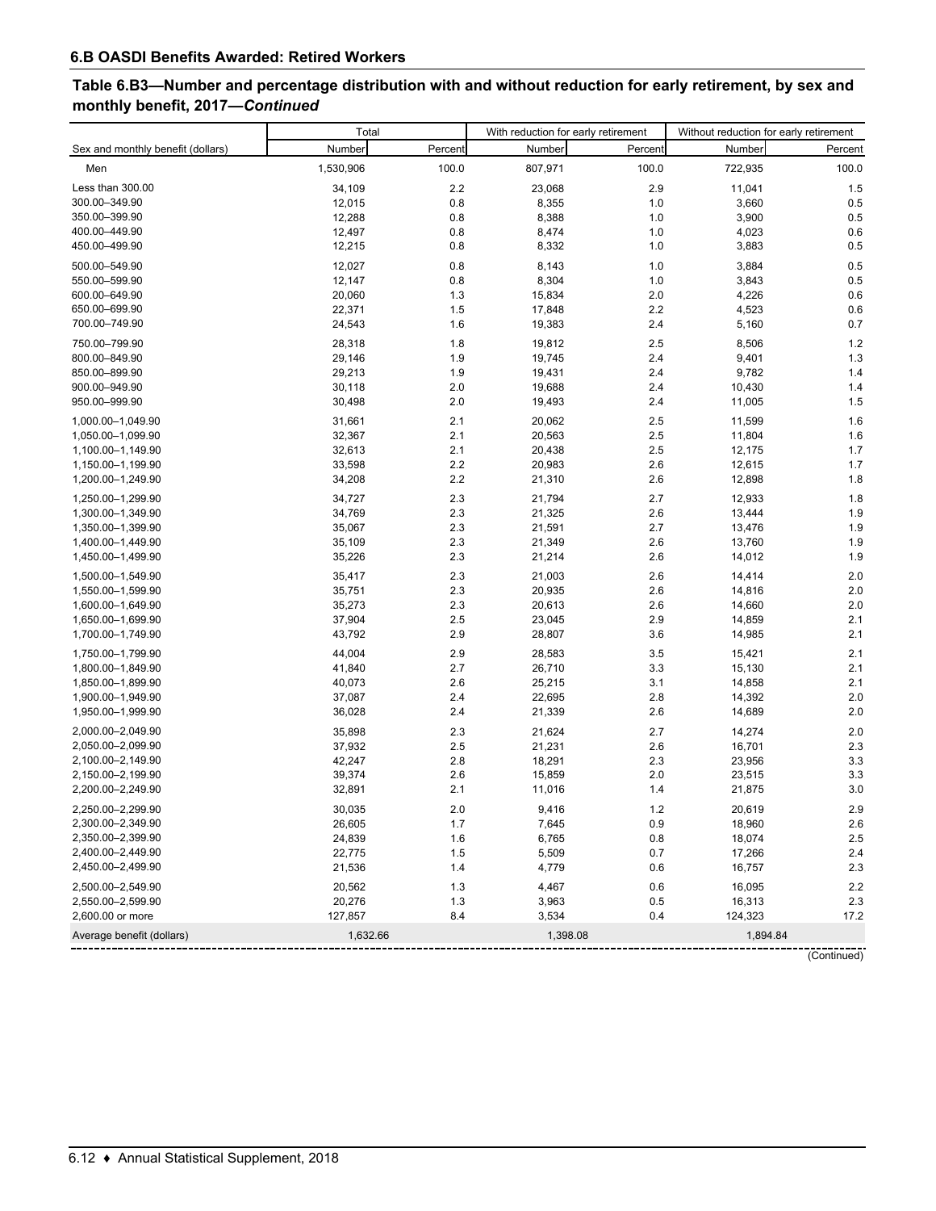## 6.B OASDI Benefits Awarded: Retired Workers

### Table 6.B3—Number and percentage distribution with and without reduction for early retirement, by sex and monthly benefit, 2017—*Continued*

| Sex and monthly benefit (dollars) | Total | | With reduction for early retirement | | Without reduction for early retirement | |
|---|---|---|---|---|---|---|
| | Number | Percent | Number | Percent | Number | Percent |
| Men | 1,530,906 | 100.0 | 807,971 | 100.0 | 722,935 | 100.0 |
| Less than 300.00 | 34,109 | 2.2 | 23,068 | 2.9 | 11,041 | 1.5 |
| 300.00–349.90 | 12,015 | 0.8 | 8,355 | 1.0 | 3,660 | 0.5 |
| 350.00–399.90 | 12,288 | 0.8 | 8,388 | 1.0 | 3,900 | 0.5 |
| 400.00–449.90 | 12,497 | 0.8 | 8,474 | 1.0 | 4,023 | 0.6 |
| 450.00–499.90 | 12,215 | 0.8 | 8,332 | 1.0 | 3,883 | 0.5 |
| 500.00–549.90 | 12,027 | 0.8 | 8,143 | 1.0 | 3,884 | 0.5 |
| 550.00–599.90 | 12,147 | 0.8 | 8,304 | 1.0 | 3,843 | 0.5 |
| 600.00–649.90 | 20,060 | 1.3 | 15,834 | 2.0 | 4,226 | 0.6 |
| 650.00–699.90 | 22,371 | 1.5 | 17,848 | 2.2 | 4,523 | 0.6 |
| 700.00–749.90 | 24,543 | 1.6 | 19,383 | 2.4 | 5,160 | 0.7 |
| 750.00–799.90 | 28,318 | 1.8 | 19,812 | 2.5 | 8,506 | 1.2 |
| 800.00–849.90 | 29,146 | 1.9 | 19,745 | 2.4 | 9,401 | 1.3 |
| 850.00–899.90 | 29,213 | 1.9 | 19,431 | 2.4 | 9,782 | 1.4 |
| 900.00–949.90 | 30,118 | 2.0 | 19,688 | 2.4 | 10,430 | 1.4 |
| 950.00–999.90 | 30,498 | 2.0 | 19,493 | 2.4 | 11,005 | 1.5 |
| 1,000.00–1,049.90 | 31,661 | 2.1 | 20,062 | 2.5 | 11,599 | 1.6 |
| 1,050.00–1,099.90 | 32,367 | 2.1 | 20,563 | 2.5 | 11,804 | 1.6 |
| 1,100.00–1,149.90 | 32,613 | 2.1 | 20,438 | 2.5 | 12,175 | 1.7 |
| 1,150.00–1,199.90 | 33,598 | 2.2 | 20,983 | 2.6 | 12,615 | 1.7 |
| 1,200.00–1,249.90 | 34,208 | 2.2 | 21,310 | 2.6 | 12,898 | 1.8 |
| 1,250.00–1,299.90 | 34,727 | 2.3 | 21,794 | 2.7 | 12,933 | 1.8 |
| 1,300.00–1,349.90 | 34,769 | 2.3 | 21,325 | 2.6 | 13,444 | 1.9 |
| 1,350.00–1,399.90 | 35,067 | 2.3 | 21,591 | 2.7 | 13,476 | 1.9 |
| 1,400.00–1,449.90 | 35,109 | 2.3 | 21,349 | 2.6 | 13,760 | 1.9 |
| 1,450.00–1,499.90 | 35,226 | 2.3 | 21,214 | 2.6 | 14,012 | 1.9 |
| 1,500.00–1,549.90 | 35,417 | 2.3 | 21,003 | 2.6 | 14,414 | 2.0 |
| 1,550.00–1,599.90 | 35,751 | 2.3 | 20,935 | 2.6 | 14,816 | 2.0 |
| 1,600.00–1,649.90 | 35,273 | 2.3 | 20,613 | 2.6 | 14,660 | 2.0 |
| 1,650.00–1,699.90 | 37,904 | 2.5 | 23,045 | 2.9 | 14,859 | 2.1 |
| 1,700.00–1,749.90 | 43,792 | 2.9 | 28,807 | 3.6 | 14,985 | 2.1 |
| 1,750.00–1,799.90 | 44,004 | 2.9 | 28,583 | 3.5 | 15,421 | 2.1 |
| 1,800.00–1,849.90 | 41,840 | 2.7 | 26,710 | 3.3 | 15,130 | 2.1 |
| 1,850.00–1,899.90 | 40,073 | 2.6 | 25,215 | 3.1 | 14,858 | 2.1 |
| 1,900.00–1,949.90 | 37,087 | 2.4 | 22,695 | 2.8 | 14,392 | 2.0 |
| 1,950.00–1,999.90 | 36,028 | 2.4 | 21,339 | 2.6 | 14,689 | 2.0 |
| 2,000.00–2,049.90 | 35,898 | 2.3 | 21,624 | 2.7 | 14,274 | 2.0 |
| 2,050.00–2,099.90 | 37,932 | 2.5 | 21,231 | 2.6 | 16,701 | 2.3 |
| 2,100.00–2,149.90 | 42,247 | 2.8 | 18,291 | 2.3 | 23,956 | 3.3 |
| 2,150.00–2,199.90 | 39,374 | 2.6 | 15,859 | 2.0 | 23,515 | 3.3 |
| 2,200.00–2,249.90 | 32,891 | 2.1 | 11,016 | 1.4 | 21,875 | 3.0 |
| 2,250.00–2,299.90 | 30,035 | 2.0 | 9,416 | 1.2 | 20,619 | 2.9 |
| 2,300.00–2,349.90 | 26,605 | 1.7 | 7,645 | 0.9 | 18,960 | 2.6 |
| 2,350.00–2,399.90 | 24,839 | 1.6 | 6,765 | 0.8 | 18,074 | 2.5 |
| 2,400.00–2,449.90 | 22,775 | 1.5 | 5,509 | 0.7 | 17,266 | 2.4 |
| 2,450.00–2,499.90 | 21,536 | 1.4 | 4,779 | 0.6 | 16,757 | 2.3 |
| 2,500.00–2,549.90 | 20,562 | 1.3 | 4,467 | 0.6 | 16,095 | 2.2 |
| 2,550.00–2,599.90 | 20,276 | 1.3 | 3,963 | 0.5 | 16,313 | 2.3 |
| 2,600.00 or more | 127,857 | 8.4 | 3,534 | 0.4 | 124,323 | 17.2 |
| Average benefit (dollars) | 1,632.66 | | 1,398.08 | | 1,894.84 | |

(Continued)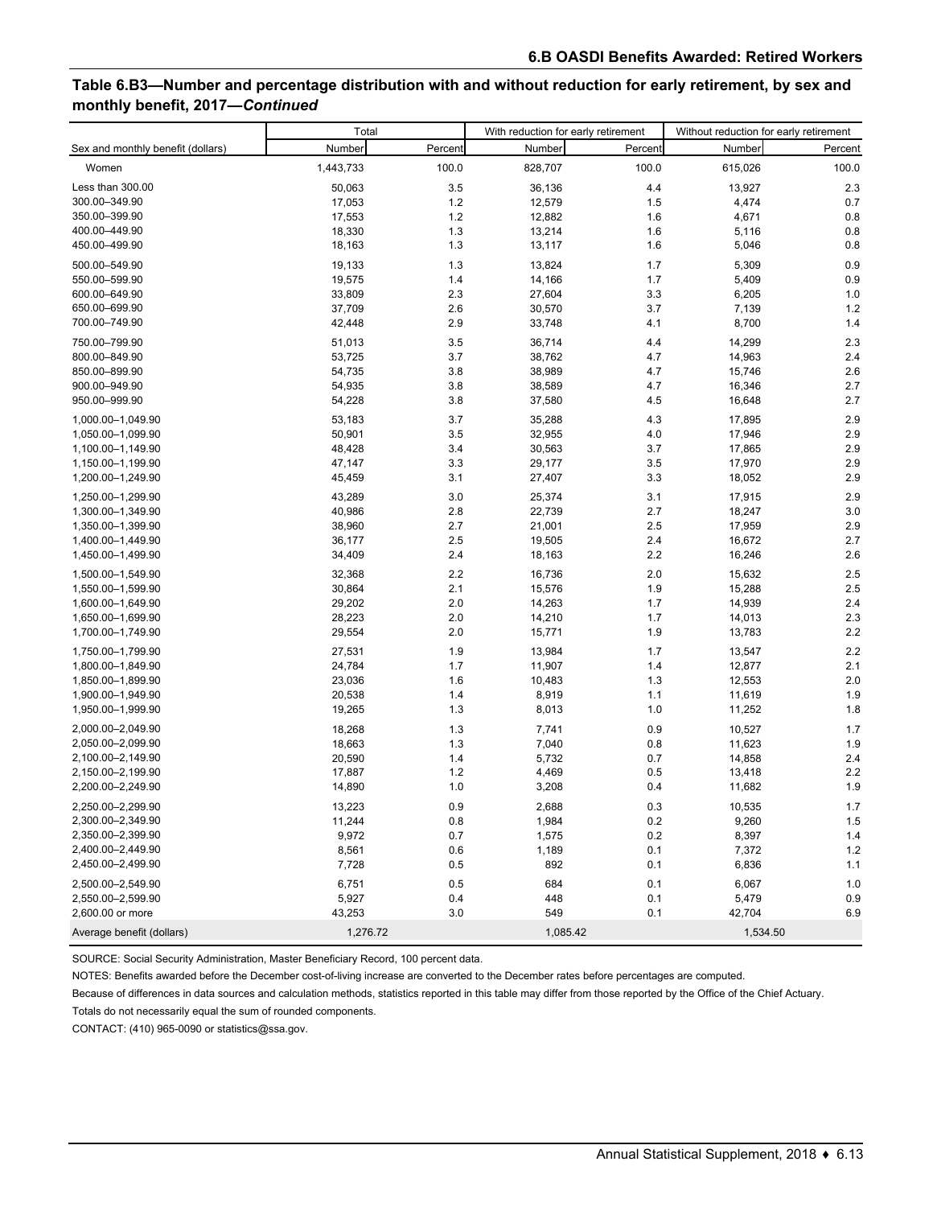## Table 6.B3—Number and percentage distribution with and without reduction for early retirement, by sex and monthly benefit, 2017—*Continued*

| Sex and monthly benefit (dollars) | Total | | With reduction for early retirement | | Without reduction for early retirement | |
|---|---|---|---|---|---|---|
| | Number | Percent | Number | Percent | Number | Percent |
| Women | 1,443,733 | 100.0 | 828,707 | 100.0 | 615,026 | 100.0 |
| Less than 300.00 | 50,063 | 3.5 | 36,136 | 4.4 | 13,927 | 2.3 |
| 300.00–349.90 | 17,053 | 1.2 | 12,579 | 1.5 | 4,474 | 0.7 |
| 350.00–399.90 | 17,553 | 1.2 | 12,882 | 1.6 | 4,671 | 0.8 |
| 400.00–449.90 | 18,330 | 1.3 | 13,214 | 1.6 | 5,116 | 0.8 |
| 450.00–499.90 | 18,163 | 1.3 | 13,117 | 1.6 | 5,046 | 0.8 |
| 500.00–549.90 | 19,133 | 1.3 | 13,824 | 1.7 | 5,309 | 0.9 |
| 550.00–599.90 | 19,575 | 1.4 | 14,166 | 1.7 | 5,409 | 0.9 |
| 600.00–649.90 | 33,809 | 2.3 | 27,604 | 3.3 | 6,205 | 1.0 |
| 650.00–699.90 | 37,709 | 2.6 | 30,570 | 3.7 | 7,139 | 1.2 |
| 700.00–749.90 | 42,448 | 2.9 | 33,748 | 4.1 | 8,700 | 1.4 |
| 750.00–799.90 | 51,013 | 3.5 | 36,714 | 4.4 | 14,299 | 2.3 |
| 800.00–849.90 | 53,725 | 3.7 | 38,762 | 4.7 | 14,963 | 2.4 |
| 850.00–899.90 | 54,735 | 3.8 | 38,989 | 4.7 | 15,746 | 2.6 |
| 900.00–949.90 | 54,935 | 3.8 | 38,589 | 4.7 | 16,346 | 2.7 |
| 950.00–999.90 | 54,228 | 3.8 | 37,580 | 4.5 | 16,648 | 2.7 |
| 1,000.00–1,049.90 | 53,183 | 3.7 | 35,288 | 4.3 | 17,895 | 2.9 |
| 1,050.00–1,099.90 | 50,901 | 3.5 | 32,955 | 4.0 | 17,946 | 2.9 |
| 1,100.00–1,149.90 | 48,428 | 3.4 | 30,563 | 3.7 | 17,865 | 2.9 |
| 1,150.00–1,199.90 | 47,147 | 3.3 | 29,177 | 3.5 | 17,970 | 2.9 |
| 1,200.00–1,249.90 | 45,459 | 3.1 | 27,407 | 3.3 | 18,052 | 2.9 |
| 1,250.00–1,299.90 | 43,289 | 3.0 | 25,374 | 3.1 | 17,915 | 2.9 |
| 1,300.00–1,349.90 | 40,986 | 2.8 | 22,739 | 2.7 | 18,247 | 3.0 |
| 1,350.00–1,399.90 | 38,960 | 2.7 | 21,001 | 2.5 | 17,959 | 2.9 |
| 1,400.00–1,449.90 | 36,177 | 2.5 | 19,505 | 2.4 | 16,672 | 2.7 |
| 1,450.00–1,499.90 | 34,409 | 2.4 | 18,163 | 2.2 | 16,246 | 2.6 |
| 1,500.00–1,549.90 | 32,368 | 2.2 | 16,736 | 2.0 | 15,632 | 2.5 |
| 1,550.00–1,599.90 | 30,864 | 2.1 | 15,576 | 1.9 | 15,288 | 2.5 |
| 1,600.00–1,649.90 | 29,202 | 2.0 | 14,263 | 1.7 | 14,939 | 2.4 |
| 1,650.00–1,699.90 | 28,223 | 2.0 | 14,210 | 1.7 | 14,013 | 2.3 |
| 1,700.00–1,749.90 | 29,554 | 2.0 | 15,771 | 1.9 | 13,783 | 2.2 |
| 1,750.00–1,799.90 | 27,531 | 1.9 | 13,984 | 1.7 | 13,547 | 2.2 |
| 1,800.00–1,849.90 | 24,784 | 1.7 | 11,907 | 1.4 | 12,877 | 2.1 |
| 1,850.00–1,899.90 | 23,036 | 1.6 | 10,483 | 1.3 | 12,553 | 2.0 |
| 1,900.00–1,949.90 | 20,538 | 1.4 | 8,919 | 1.1 | 11,619 | 1.9 |
| 1,950.00–1,999.90 | 19,265 | 1.3 | 8,013 | 1.0 | 11,252 | 1.8 |
| 2,000.00–2,049.90 | 18,268 | 1.3 | 7,741 | 0.9 | 10,527 | 1.7 |
| 2,050.00–2,099.90 | 18,663 | 1.3 | 7,040 | 0.8 | 11,623 | 1.9 |
| 2,100.00–2,149.90 | 20,590 | 1.4 | 5,732 | 0.7 | 14,858 | 2.4 |
| 2,150.00–2,199.90 | 17,887 | 1.2 | 4,469 | 0.5 | 13,418 | 2.2 |
| 2,200.00–2,249.90 | 14,890 | 1.0 | 3,208 | 0.4 | 11,682 | 1.9 |
| 2,250.00–2,299.90 | 13,223 | 0.9 | 2,688 | 0.3 | 10,535 | 1.7 |
| 2,300.00–2,349.90 | 11,244 | 0.8 | 1,984 | 0.2 | 9,260 | 1.5 |
| 2,350.00–2,399.90 | 9,972 | 0.7 | 1,575 | 0.2 | 8,397 | 1.4 |
| 2,400.00–2,449.90 | 8,561 | 0.6 | 1,189 | 0.1 | 7,372 | 1.2 |
| 2,450.00–2,499.90 | 7,728 | 0.5 | 892 | 0.1 | 6,836 | 1.1 |
| 2,500.00–2,549.90 | 6,751 | 0.5 | 684 | 0.1 | 6,067 | 1.0 |
| 2,550.00–2,599.90 | 5,927 | 0.4 | 448 | 0.1 | 5,479 | 0.9 |
| 2,600.00 or more | 43,253 | 3.0 | 549 | 0.1 | 42,704 | 6.9 |
| Average benefit (dollars) | 1,276.72 | | 1,085.42 | | 1,534.50 | |

SOURCE: Social Security Administration, Master Beneficiary Record, 100 percent data.

NOTES: Benefits awarded before the December cost-of-living increase are converted to the December rates before percentages are computed.

Because of differences in data sources and calculation methods, statistics reported in this table may differ from those reported by the Office of the Chief Actuary.

Totals do not necessarily equal the sum of rounded components.

CONTACT: (410) 965-0090 or statistics@ssa.gov.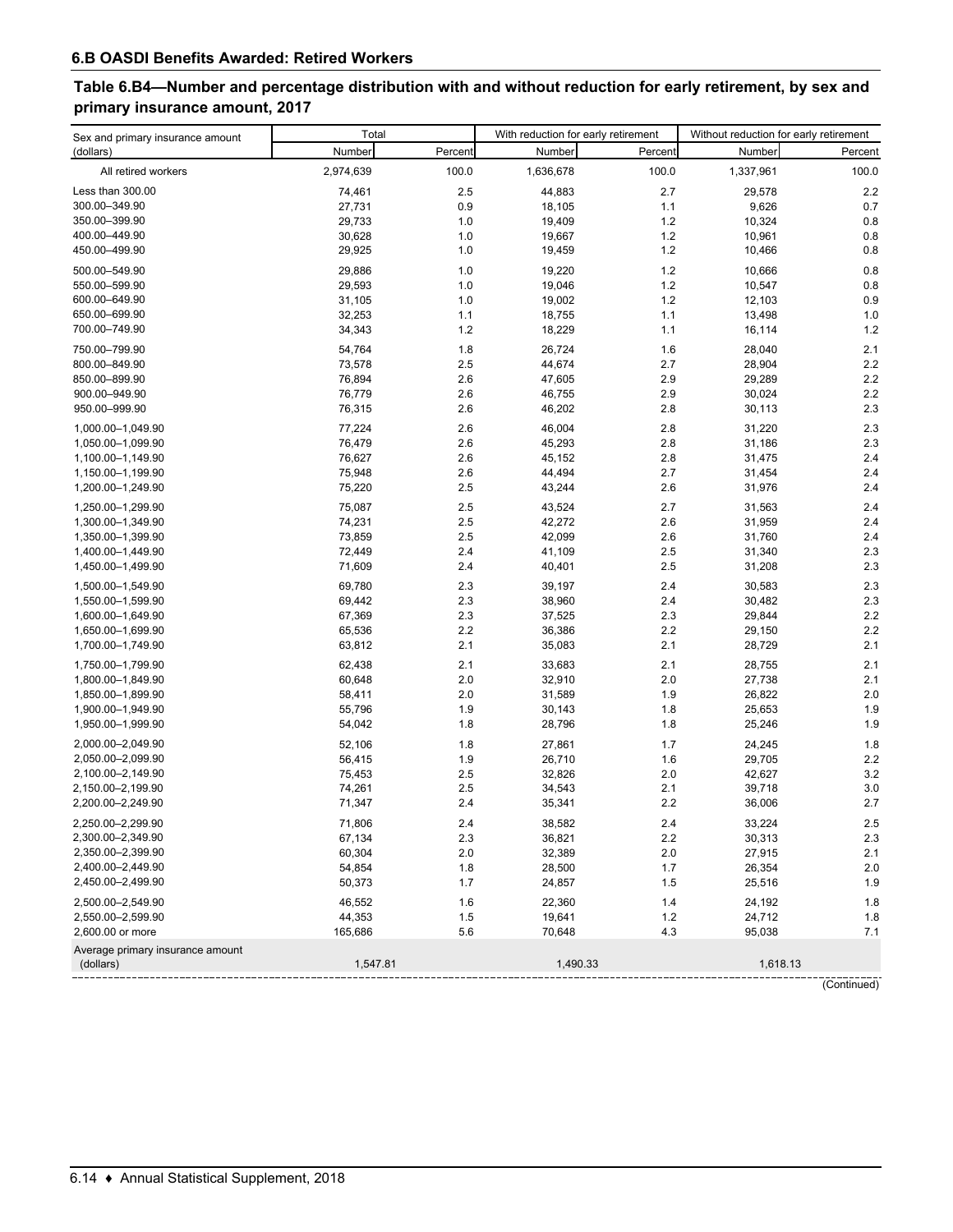## 6.B OASDI Benefits Awarded: Retired Workers

### Table 6.B4—Number and percentage distribution with and without reduction for early retirement, by sex and primary insurance amount, 2017

| Sex and primary insurance amount (dollars) | Total | | With reduction for early retirement | | Without reduction for early retirement | |
|---|---|---|---|---|---|---|
| | Number | Percent | Number | Percent | Number | Percent |
| All retired workers | 2,974,639 | 100.0 | 1,636,678 | 100.0 | 1,337,961 | 100.0 |
| Less than 300.00 | 74,461 | 2.5 | 44,883 | 2.7 | 29,578 | 2.2 |
| 300.00–349.90 | 27,731 | 0.9 | 18,105 | 1.1 | 9,626 | 0.7 |
| 350.00–399.90 | 29,733 | 1.0 | 19,409 | 1.2 | 10,324 | 0.8 |
| 400.00–449.90 | 30,628 | 1.0 | 19,667 | 1.2 | 10,961 | 0.8 |
| 450.00–499.90 | 29,925 | 1.0 | 19,459 | 1.2 | 10,466 | 0.8 |
| 500.00–549.90 | 29,886 | 1.0 | 19,220 | 1.2 | 10,666 | 0.8 |
| 550.00–599.90 | 29,593 | 1.0 | 19,046 | 1.2 | 10,547 | 0.8 |
| 600.00–649.90 | 31,105 | 1.0 | 19,002 | 1.2 | 12,103 | 0.9 |
| 650.00–699.90 | 32,253 | 1.1 | 18,755 | 1.1 | 13,498 | 1.0 |
| 700.00–749.90 | 34,343 | 1.2 | 18,229 | 1.1 | 16,114 | 1.2 |
| 750.00–799.90 | 54,764 | 1.8 | 26,724 | 1.6 | 28,040 | 2.1 |
| 800.00–849.90 | 73,578 | 2.5 | 44,674 | 2.7 | 28,904 | 2.2 |
| 850.00–899.90 | 76,894 | 2.6 | 47,605 | 2.9 | 29,289 | 2.2 |
| 900.00–949.90 | 76,779 | 2.6 | 46,755 | 2.9 | 30,024 | 2.2 |
| 950.00–999.90 | 76,315 | 2.6 | 46,202 | 2.8 | 30,113 | 2.3 |
| 1,000.00–1,049.90 | 77,224 | 2.6 | 46,004 | 2.8 | 31,220 | 2.3 |
| 1,050.00–1,099.90 | 76,479 | 2.6 | 45,293 | 2.8 | 31,186 | 2.3 |
| 1,100.00–1,149.90 | 76,627 | 2.6 | 45,152 | 2.8 | 31,475 | 2.4 |
| 1,150.00–1,199.90 | 75,948 | 2.6 | 44,494 | 2.7 | 31,454 | 2.4 |
| 1,200.00–1,249.90 | 75,220 | 2.5 | 43,244 | 2.6 | 31,976 | 2.4 |
| 1,250.00–1,299.90 | 75,087 | 2.5 | 43,524 | 2.7 | 31,563 | 2.4 |
| 1,300.00–1,349.90 | 74,231 | 2.5 | 42,272 | 2.6 | 31,959 | 2.4 |
| 1,350.00–1,399.90 | 73,859 | 2.5 | 42,099 | 2.6 | 31,760 | 2.4 |
| 1,400.00–1,449.90 | 72,449 | 2.4 | 41,109 | 2.5 | 31,340 | 2.3 |
| 1,450.00–1,499.90 | 71,609 | 2.4 | 40,401 | 2.5 | 31,208 | 2.3 |
| 1,500.00–1,549.90 | 69,780 | 2.3 | 39,197 | 2.4 | 30,583 | 2.3 |
| 1,550.00–1,599.90 | 69,442 | 2.3 | 38,960 | 2.4 | 30,482 | 2.3 |
| 1,600.00–1,649.90 | 67,369 | 2.3 | 37,525 | 2.3 | 29,844 | 2.2 |
| 1,650.00–1,699.90 | 65,536 | 2.2 | 36,386 | 2.2 | 29,150 | 2.2 |
| 1,700.00–1,749.90 | 63,812 | 2.1 | 35,083 | 2.1 | 28,729 | 2.1 |
| 1,750.00–1,799.90 | 62,438 | 2.1 | 33,683 | 2.1 | 28,755 | 2.1 |
| 1,800.00–1,849.90 | 60,648 | 2.0 | 32,910 | 2.0 | 27,738 | 2.1 |
| 1,850.00–1,899.90 | 58,411 | 2.0 | 31,589 | 1.9 | 26,822 | 2.0 |
| 1,900.00–1,949.90 | 55,796 | 1.9 | 30,143 | 1.8 | 25,653 | 1.9 |
| 1,950.00–1,999.90 | 54,042 | 1.8 | 28,796 | 1.8 | 25,246 | 1.9 |
| 2,000.00–2,049.90 | 52,106 | 1.8 | 27,861 | 1.7 | 24,245 | 1.8 |
| 2,050.00–2,099.90 | 56,415 | 1.9 | 26,710 | 1.6 | 29,705 | 2.2 |
| 2,100.00–2,149.90 | 75,453 | 2.5 | 32,826 | 2.0 | 42,627 | 3.2 |
| 2,150.00–2,199.90 | 74,261 | 2.5 | 34,543 | 2.1 | 39,718 | 3.0 |
| 2,200.00–2,249.90 | 71,347 | 2.4 | 35,341 | 2.2 | 36,006 | 2.7 |
| 2,250.00–2,299.90 | 71,806 | 2.4 | 38,582 | 2.4 | 33,224 | 2.5 |
| 2,300.00–2,349.90 | 67,134 | 2.3 | 36,821 | 2.2 | 30,313 | 2.3 |
| 2,350.00–2,399.90 | 60,304 | 2.0 | 32,389 | 2.0 | 27,915 | 2.1 |
| 2,400.00–2,449.90 | 54,854 | 1.8 | 28,500 | 1.7 | 26,354 | 2.0 |
| 2,450.00–2,499.90 | 50,373 | 1.7 | 24,857 | 1.5 | 25,516 | 1.9 |
| 2,500.00–2,549.90 | 46,552 | 1.6 | 22,360 | 1.4 | 24,192 | 1.8 |
| 2,550.00–2,599.90 | 44,353 | 1.5 | 19,641 | 1.2 | 24,712 | 1.8 |
| 2,600.00 or more | 165,686 | 5.6 | 70,648 | 4.3 | 95,038 | 7.1 |
| Average primary insurance amount (dollars) | 1,547.81 | | 1,490.33 | | 1,618.13 | |

(Continued)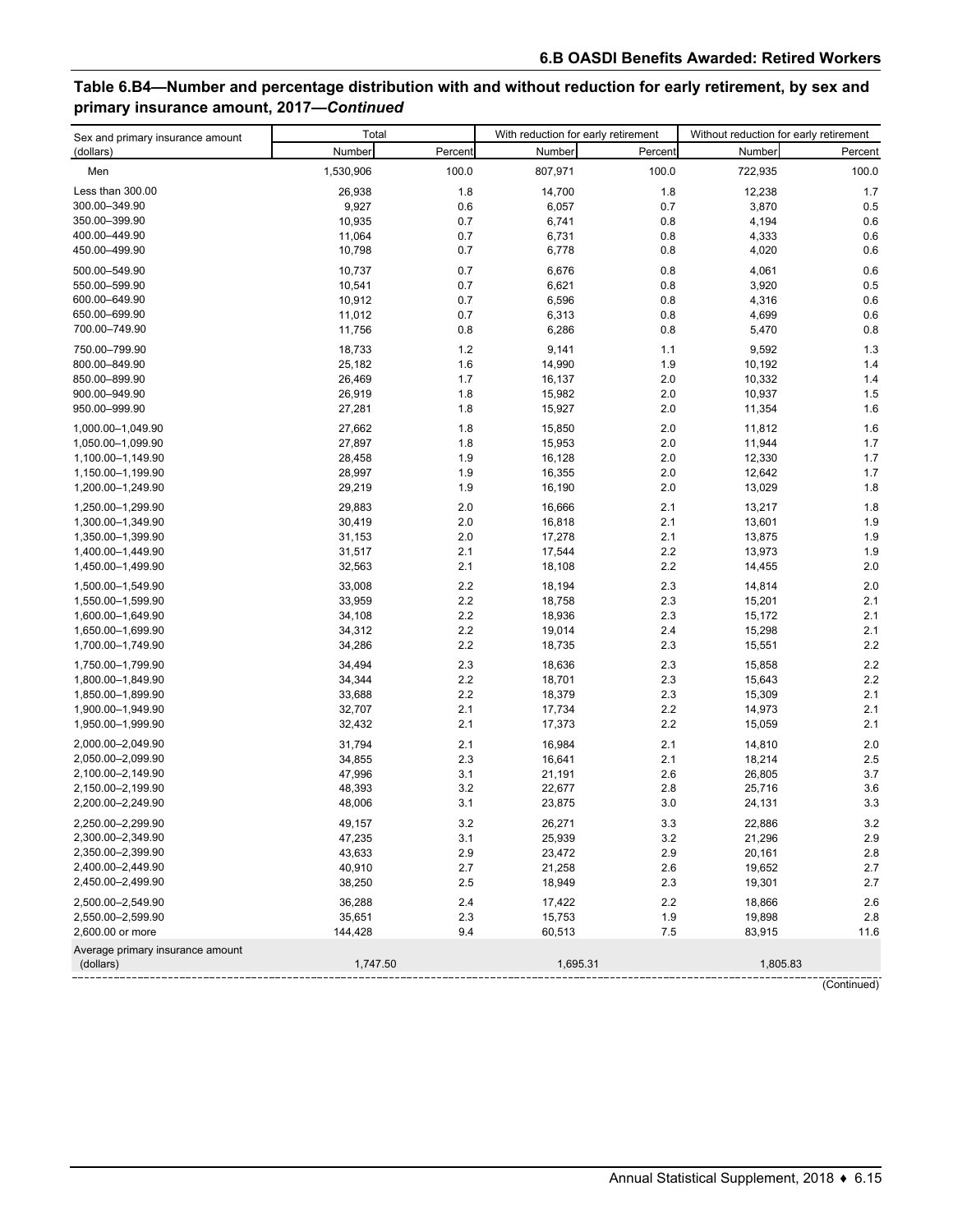## Table 6.B4—Number and percentage distribution with and without reduction for early retirement, by sex and primary insurance amount, 2017—*Continued*

| Sex and primary insurance amount (dollars) | Total | | With reduction for early retirement | | Without reduction for early retirement | |
|---|---|---|---|---|---|---|
| | Number | Percent | Number | Percent | Number | Percent |
| Men | 1,530,906 | 100.0 | 807,971 | 100.0 | 722,935 | 100.0 |
| Less than 300.00 | 26,938 | 1.8 | 14,700 | 1.8 | 12,238 | 1.7 |
| 300.00–349.90 | 9,927 | 0.6 | 6,057 | 0.7 | 3,870 | 0.5 |
| 350.00–399.90 | 10,935 | 0.7 | 6,741 | 0.8 | 4,194 | 0.6 |
| 400.00–449.90 | 11,064 | 0.7 | 6,731 | 0.8 | 4,333 | 0.6 |
| 450.00–499.90 | 10,798 | 0.7 | 6,778 | 0.8 | 4,020 | 0.6 |
| 500.00–549.90 | 10,737 | 0.7 | 6,676 | 0.8 | 4,061 | 0.6 |
| 550.00–599.90 | 10,541 | 0.7 | 6,621 | 0.8 | 3,920 | 0.5 |
| 600.00–649.90 | 10,912 | 0.7 | 6,596 | 0.8 | 4,316 | 0.6 |
| 650.00–699.90 | 11,012 | 0.7 | 6,313 | 0.8 | 4,699 | 0.6 |
| 700.00–749.90 | 11,756 | 0.8 | 6,286 | 0.8 | 5,470 | 0.8 |
| 750.00–799.90 | 18,733 | 1.2 | 9,141 | 1.1 | 9,592 | 1.3 |
| 800.00–849.90 | 25,182 | 1.6 | 14,990 | 1.9 | 10,192 | 1.4 |
| 850.00–899.90 | 26,469 | 1.7 | 16,137 | 2.0 | 10,332 | 1.4 |
| 900.00–949.90 | 26,919 | 1.8 | 15,982 | 2.0 | 10,937 | 1.5 |
| 950.00–999.90 | 27,281 | 1.8 | 15,927 | 2.0 | 11,354 | 1.6 |
| 1,000.00–1,049.90 | 27,662 | 1.8 | 15,850 | 2.0 | 11,812 | 1.6 |
| 1,050.00–1,099.90 | 27,897 | 1.8 | 15,953 | 2.0 | 11,944 | 1.7 |
| 1,100.00–1,149.90 | 28,458 | 1.9 | 16,128 | 2.0 | 12,330 | 1.7 |
| 1,150.00–1,199.90 | 28,997 | 1.9 | 16,355 | 2.0 | 12,642 | 1.7 |
| 1,200.00–1,249.90 | 29,219 | 1.9 | 16,190 | 2.0 | 13,029 | 1.8 |
| 1,250.00–1,299.90 | 29,883 | 2.0 | 16,666 | 2.1 | 13,217 | 1.8 |
| 1,300.00–1,349.90 | 30,419 | 2.0 | 16,818 | 2.1 | 13,601 | 1.9 |
| 1,350.00–1,399.90 | 31,153 | 2.0 | 17,278 | 2.1 | 13,875 | 1.9 |
| 1,400.00–1,449.90 | 31,517 | 2.1 | 17,544 | 2.2 | 13,973 | 1.9 |
| 1,450.00–1,499.90 | 32,563 | 2.1 | 18,108 | 2.2 | 14,455 | 2.0 |
| 1,500.00–1,549.90 | 33,008 | 2.2 | 18,194 | 2.3 | 14,814 | 2.0 |
| 1,550.00–1,599.90 | 33,959 | 2.2 | 18,758 | 2.3 | 15,201 | 2.1 |
| 1,600.00–1,649.90 | 34,108 | 2.2 | 18,936 | 2.3 | 15,172 | 2.1 |
| 1,650.00–1,699.90 | 34,312 | 2.2 | 19,014 | 2.4 | 15,298 | 2.1 |
| 1,700.00–1,749.90 | 34,286 | 2.2 | 18,735 | 2.3 | 15,551 | 2.2 |
| 1,750.00–1,799.90 | 34,494 | 2.3 | 18,636 | 2.3 | 15,858 | 2.2 |
| 1,800.00–1,849.90 | 34,344 | 2.2 | 18,701 | 2.3 | 15,643 | 2.2 |
| 1,850.00–1,899.90 | 33,688 | 2.2 | 18,379 | 2.3 | 15,309 | 2.1 |
| 1,900.00–1,949.90 | 32,707 | 2.1 | 17,734 | 2.2 | 14,973 | 2.1 |
| 1,950.00–1,999.90 | 32,432 | 2.1 | 17,373 | 2.2 | 15,059 | 2.1 |
| 2,000.00–2,049.90 | 31,794 | 2.1 | 16,984 | 2.1 | 14,810 | 2.0 |
| 2,050.00–2,099.90 | 34,855 | 2.3 | 16,641 | 2.1 | 18,214 | 2.5 |
| 2,100.00–2,149.90 | 47,996 | 3.1 | 21,191 | 2.6 | 26,805 | 3.7 |
| 2,150.00–2,199.90 | 48,393 | 3.2 | 22,677 | 2.8 | 25,716 | 3.6 |
| 2,200.00–2,249.90 | 48,006 | 3.1 | 23,875 | 3.0 | 24,131 | 3.3 |
| 2,250.00–2,299.90 | 49,157 | 3.2 | 26,271 | 3.3 | 22,886 | 3.2 |
| 2,300.00–2,349.90 | 47,235 | 3.1 | 25,939 | 3.2 | 21,296 | 2.9 |
| 2,350.00–2,399.90 | 43,633 | 2.9 | 23,472 | 2.9 | 20,161 | 2.8 |
| 2,400.00–2,449.90 | 40,910 | 2.7 | 21,258 | 2.6 | 19,652 | 2.7 |
| 2,450.00–2,499.90 | 38,250 | 2.5 | 18,949 | 2.3 | 19,301 | 2.7 |
| 2,500.00–2,549.90 | 36,288 | 2.4 | 17,422 | 2.2 | 18,866 | 2.6 |
| 2,550.00–2,599.90 | 35,651 | 2.3 | 15,753 | 1.9 | 19,898 | 2.8 |
| 2,600.00 or more | 144,428 | 9.4 | 60,513 | 7.5 | 83,915 | 11.6 |
| Average primary insurance amount (dollars) | 1,747.50 | | 1,695.31 | | 1,805.83 | |

(Continued)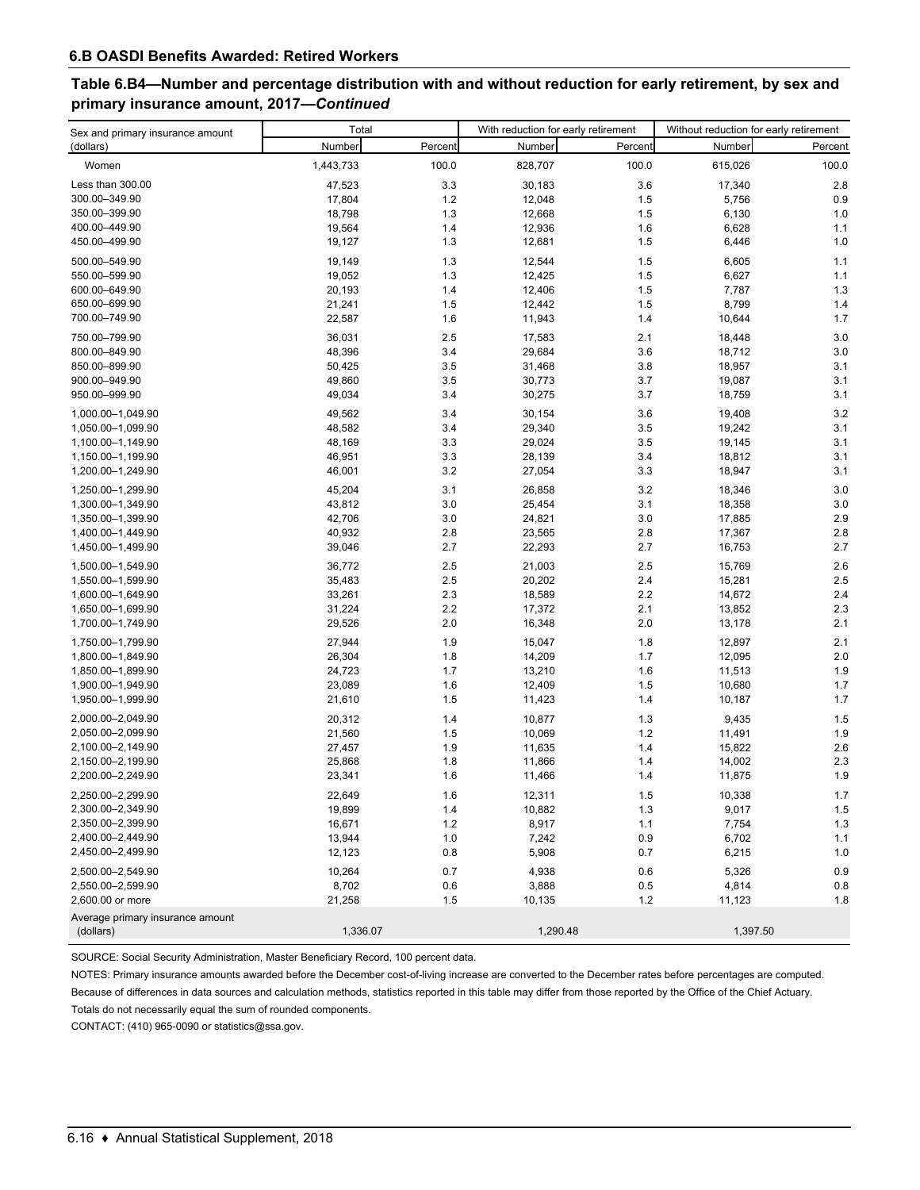## 6.B OASDI Benefits Awarded: Retired Workers

### Table 6.B4—Number and percentage distribution with and without reduction for early retirement, by sex and primary insurance amount, 2017—*Continued*

| Sex and primary insurance amount (dollars) | Total | | With reduction for early retirement | | Without reduction for early retirement | |
|---|---|---|---|---|---|---|
| | Number | Percent | Number | Percent | Number | Percent |
| Women | 1,443,733 | 100.0 | 828,707 | 100.0 | 615,026 | 100.0 |
| Less than 300.00 | 47,523 | 3.3 | 30,183 | 3.6 | 17,340 | 2.8 |
| 300.00–349.90 | 17,804 | 1.2 | 12,048 | 1.5 | 5,756 | 0.9 |
| 350.00–399.90 | 18,798 | 1.3 | 12,668 | 1.5 | 6,130 | 1.0 |
| 400.00–449.90 | 19,564 | 1.4 | 12,936 | 1.6 | 6,628 | 1.1 |
| 450.00–499.90 | 19,127 | 1.3 | 12,681 | 1.5 | 6,446 | 1.0 |
| 500.00–549.90 | 19,149 | 1.3 | 12,544 | 1.5 | 6,605 | 1.1 |
| 550.00–599.90 | 19,052 | 1.3 | 12,425 | 1.5 | 6,627 | 1.1 |
| 600.00–649.90 | 20,193 | 1.4 | 12,406 | 1.5 | 7,787 | 1.3 |
| 650.00–699.90 | 21,241 | 1.5 | 12,442 | 1.5 | 8,799 | 1.4 |
| 700.00–749.90 | 22,587 | 1.6 | 11,943 | 1.4 | 10,644 | 1.7 |
| 750.00–799.90 | 36,031 | 2.5 | 17,583 | 2.1 | 18,448 | 3.0 |
| 800.00–849.90 | 48,396 | 3.4 | 29,684 | 3.6 | 18,712 | 3.0 |
| 850.00–899.90 | 50,425 | 3.5 | 31,468 | 3.8 | 18,957 | 3.1 |
| 900.00–949.90 | 49,860 | 3.5 | 30,773 | 3.7 | 19,087 | 3.1 |
| 950.00–999.90 | 49,034 | 3.4 | 30,275 | 3.7 | 18,759 | 3.1 |
| 1,000.00–1,049.90 | 49,562 | 3.4 | 30,154 | 3.6 | 19,408 | 3.2 |
| 1,050.00–1,099.90 | 48,582 | 3.4 | 29,340 | 3.5 | 19,242 | 3.1 |
| 1,100.00–1,149.90 | 48,169 | 3.3 | 29,024 | 3.5 | 19,145 | 3.1 |
| 1,150.00–1,199.90 | 46,951 | 3.3 | 28,139 | 3.4 | 18,812 | 3.1 |
| 1,200.00–1,249.90 | 46,001 | 3.2 | 27,054 | 3.3 | 18,947 | 3.1 |
| 1,250.00–1,299.90 | 45,204 | 3.1 | 26,858 | 3.2 | 18,346 | 3.0 |
| 1,300.00–1,349.90 | 43,812 | 3.0 | 25,454 | 3.1 | 18,358 | 3.0 |
| 1,350.00–1,399.90 | 42,706 | 3.0 | 24,821 | 3.0 | 17,885 | 2.9 |
| 1,400.00–1,449.90 | 40,932 | 2.8 | 23,565 | 2.8 | 17,367 | 2.8 |
| 1,450.00–1,499.90 | 39,046 | 2.7 | 22,293 | 2.7 | 16,753 | 2.7 |
| 1,500.00–1,549.90 | 36,772 | 2.5 | 21,003 | 2.5 | 15,769 | 2.6 |
| 1,550.00–1,599.90 | 35,483 | 2.5 | 20,202 | 2.4 | 15,281 | 2.5 |
| 1,600.00–1,649.90 | 33,261 | 2.3 | 18,589 | 2.2 | 14,672 | 2.4 |
| 1,650.00–1,699.90 | 31,224 | 2.2 | 17,372 | 2.1 | 13,852 | 2.3 |
| 1,700.00–1,749.90 | 29,526 | 2.0 | 16,348 | 2.0 | 13,178 | 2.1 |
| 1,750.00–1,799.90 | 27,944 | 1.9 | 15,047 | 1.8 | 12,897 | 2.1 |
| 1,800.00–1,849.90 | 26,304 | 1.8 | 14,209 | 1.7 | 12,095 | 2.0 |
| 1,850.00–1,899.90 | 24,723 | 1.7 | 13,210 | 1.6 | 11,513 | 1.9 |
| 1,900.00–1,949.90 | 23,089 | 1.6 | 12,409 | 1.5 | 10,680 | 1.7 |
| 1,950.00–1,999.90 | 21,610 | 1.5 | 11,423 | 1.4 | 10,187 | 1.7 |
| 2,000.00–2,049.90 | 20,312 | 1.4 | 10,877 | 1.3 | 9,435 | 1.5 |
| 2,050.00–2,099.90 | 21,560 | 1.5 | 10,069 | 1.2 | 11,491 | 1.9 |
| 2,100.00–2,149.90 | 27,457 | 1.9 | 11,635 | 1.4 | 15,822 | 2.6 |
| 2,150.00–2,199.90 | 25,868 | 1.8 | 11,866 | 1.4 | 14,002 | 2.3 |
| 2,200.00–2,249.90 | 23,341 | 1.6 | 11,466 | 1.4 | 11,875 | 1.9 |
| 2,250.00–2,299.90 | 22,649 | 1.6 | 12,311 | 1.5 | 10,338 | 1.7 |
| 2,300.00–2,349.90 | 19,899 | 1.4 | 10,882 | 1.3 | 9,017 | 1.5 |
| 2,350.00–2,399.90 | 16,671 | 1.2 | 8,917 | 1.1 | 7,754 | 1.3 |
| 2,400.00–2,449.90 | 13,944 | 1.0 | 7,242 | 0.9 | 6,702 | 1.1 |
| 2,450.00–2,499.90 | 12,123 | 0.8 | 5,908 | 0.7 | 6,215 | 1.0 |
| 2,500.00–2,549.90 | 10,264 | 0.7 | 4,938 | 0.6 | 5,326 | 0.9 |
| 2,550.00–2,599.90 | 8,702 | 0.6 | 3,888 | 0.5 | 4,814 | 0.8 |
| 2,600.00 or more | 21,258 | 1.5 | 10,135 | 1.2 | 11,123 | 1.8 |
| Average primary insurance amount (dollars) | 1,336.07 | | 1,290.48 | | 1,397.50 | |

SOURCE: Social Security Administration, Master Beneficiary Record, 100 percent data.

NOTES: Primary insurance amounts awarded before the December cost-of-living increase are converted to the December rates before percentages are computed.

Because of differences in data sources and calculation methods, statistics reported in this table may differ from those reported by the Office of the Chief Actuary.

Totals do not necessarily equal the sum of rounded components.

CONTACT: (410) 965-0090 or statistics@ssa.gov.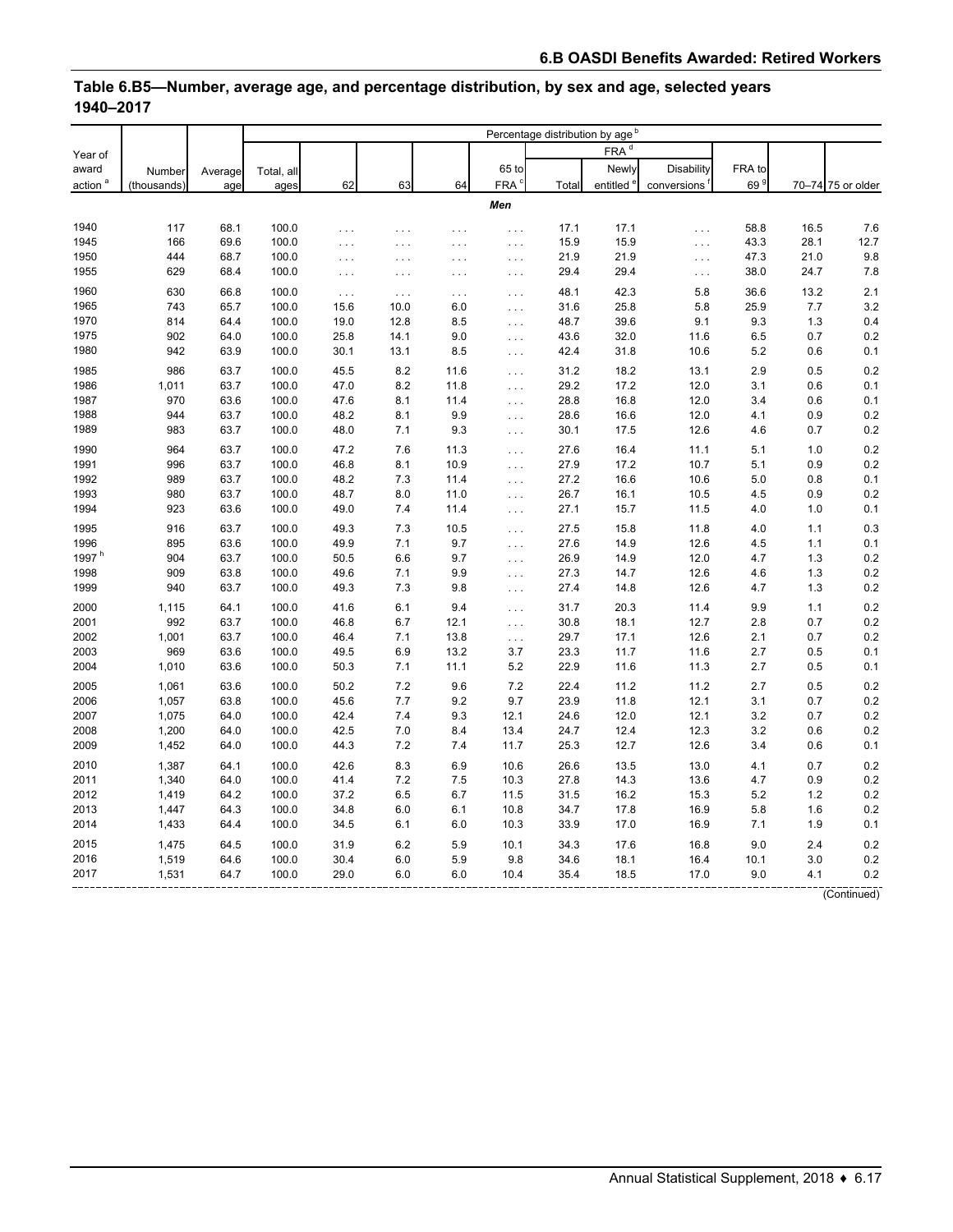## Table 6.B5—Number, average age, and percentage distribution, by sex and age, selected years 1940–2017

| Year of award action [a] | Number (thousands) | Average age | Percentage distribution by age [b] | | | | | | | | | | |
|---|---|---|---|---|---|---|---|---|---|---|---|---|---|
| | | | Total, all ages | 62 | 63 | 64 | 65 to FRA [c] | FRA [d] | | | FRA to 69 [g] | 70–74 | 75 or older |
| | | | | | | | | Total | Newly entitled [e] | Disability conversions [f] | | | |
| ***Men*** | | | | | | | | | | | | | |
| 1940 | 117 | 68.1 | 100.0 | . . . | . . . | . . . | . . . | 17.1 | 17.1 | . . . | 58.8 | 16.5 | 7.6 |
| 1945 | 166 | 69.6 | 100.0 | . . . | . . . | . . . | . . . | 15.9 | 15.9 | . . . | 43.3 | 28.1 | 12.7 |
| 1950 | 444 | 68.7 | 100.0 | . . . | . . . | . . . | . . . | 21.9 | 21.9 | . . . | 47.3 | 21.0 | 9.8 |
| 1955 | 629 | 68.4 | 100.0 | . . . | . . . | . . . | . . . | 29.4 | 29.4 | . . . | 38.0 | 24.7 | 7.8 |
| 1960 | 630 | 66.8 | 100.0 | . . . | . . . | . . . | . . . | 48.1 | 42.3 | 5.8 | 36.6 | 13.2 | 2.1 |
| 1965 | 743 | 65.7 | 100.0 | 15.6 | 10.0 | 6.0 | . . . | 31.6 | 25.8 | 5.8 | 25.9 | 7.7 | 3.2 |
| 1970 | 814 | 64.4 | 100.0 | 19.0 | 12.8 | 8.5 | . . . | 48.7 | 39.6 | 9.1 | 9.3 | 1.3 | 0.4 |
| 1975 | 902 | 64.0 | 100.0 | 25.8 | 14.1 | 9.0 | . . . | 43.6 | 32.0 | 11.6 | 6.5 | 0.7 | 0.2 |
| 1980 | 942 | 63.9 | 100.0 | 30.1 | 13.1 | 8.5 | . . . | 42.4 | 31.8 | 10.6 | 5.2 | 0.6 | 0.1 |
| 1985 | 986 | 63.7 | 100.0 | 45.5 | 8.2 | 11.6 | . . . | 31.2 | 18.2 | 13.1 | 2.9 | 0.5 | 0.2 |
| 1986 | 1,011 | 63.7 | 100.0 | 47.0 | 8.2 | 11.8 | . . . | 29.2 | 17.2 | 12.0 | 3.1 | 0.6 | 0.1 |
| 1987 | 970 | 63.6 | 100.0 | 47.6 | 8.1 | 11.4 | . . . | 28.8 | 16.8 | 12.0 | 3.4 | 0.6 | 0.1 |
| 1988 | 944 | 63.7 | 100.0 | 48.2 | 8.1 | 9.9 | . . . | 28.6 | 16.6 | 12.0 | 4.1 | 0.9 | 0.2 |
| 1989 | 983 | 63.7 | 100.0 | 48.0 | 7.1 | 9.3 | . . . | 30.1 | 17.5 | 12.6 | 4.6 | 0.7 | 0.2 |
| 1990 | 964 | 63.7 | 100.0 | 47.2 | 7.6 | 11.3 | . . . | 27.6 | 16.4 | 11.1 | 5.1 | 1.0 | 0.2 |
| 1991 | 996 | 63.7 | 100.0 | 46.8 | 8.1 | 10.9 | . . . | 27.9 | 17.2 | 10.7 | 5.1 | 0.9 | 0.2 |
| 1992 | 989 | 63.7 | 100.0 | 48.2 | 7.3 | 11.4 | . . . | 27.2 | 16.6 | 10.6 | 5.0 | 0.8 | 0.1 |
| 1993 | 980 | 63.7 | 100.0 | 48.7 | 8.0 | 11.0 | . . . | 26.7 | 16.1 | 10.5 | 4.5 | 0.9 | 0.2 |
| 1994 | 923 | 63.6 | 100.0 | 49.0 | 7.4 | 11.4 | . . . | 27.1 | 15.7 | 11.5 | 4.0 | 1.0 | 0.1 |
| 1995 | 916 | 63.7 | 100.0 | 49.3 | 7.3 | 10.5 | . . . | 27.5 | 15.8 | 11.8 | 4.0 | 1.1 | 0.3 |
| 1996 | 895 | 63.6 | 100.0 | 49.9 | 7.1 | 9.7 | . . . | 27.6 | 14.9 | 12.6 | 4.5 | 1.1 | 0.1 |
| 1997 [h] | 904 | 63.7 | 100.0 | 50.5 | 6.6 | 9.7 | . . . | 26.9 | 14.9 | 12.0 | 4.7 | 1.3 | 0.2 |
| 1998 | 909 | 63.8 | 100.0 | 49.6 | 7.1 | 9.9 | . . . | 27.3 | 14.7 | 12.6 | 4.6 | 1.3 | 0.2 |
| 1999 | 940 | 63.7 | 100.0 | 49.3 | 7.3 | 9.8 | . . . | 27.4 | 14.8 | 12.6 | 4.7 | 1.3 | 0.2 |
| 2000 | 1,115 | 64.1 | 100.0 | 41.6 | 6.1 | 9.4 | . . . | 31.7 | 20.3 | 11.4 | 9.9 | 1.1 | 0.2 |
| 2001 | 992 | 63.7 | 100.0 | 46.8 | 6.7 | 12.1 | . . . | 30.8 | 18.1 | 12.7 | 2.8 | 0.7 | 0.2 |
| 2002 | 1,001 | 63.7 | 100.0 | 46.4 | 7.1 | 13.8 | . . . | 29.7 | 17.1 | 12.6 | 2.1 | 0.7 | 0.2 |
| 2003 | 969 | 63.6 | 100.0 | 49.5 | 6.9 | 13.2 | 3.7 | 23.3 | 11.7 | 11.6 | 2.7 | 0.5 | 0.1 |
| 2004 | 1,010 | 63.6 | 100.0 | 50.3 | 7.1 | 11.1 | 5.2 | 22.9 | 11.6 | 11.3 | 2.7 | 0.5 | 0.1 |
| 2005 | 1,061 | 63.6 | 100.0 | 50.2 | 7.2 | 9.6 | 7.2 | 22.4 | 11.2 | 11.2 | 2.7 | 0.5 | 0.2 |
| 2006 | 1,057 | 63.8 | 100.0 | 45.6 | 7.7 | 9.2 | 9.7 | 23.9 | 11.8 | 12.1 | 3.1 | 0.7 | 0.2 |
| 2007 | 1,075 | 64.0 | 100.0 | 42.4 | 7.4 | 9.3 | 12.1 | 24.6 | 12.0 | 12.1 | 3.2 | 0.7 | 0.2 |
| 2008 | 1,200 | 64.0 | 100.0 | 42.5 | 7.0 | 8.4 | 13.4 | 24.7 | 12.4 | 12.3 | 3.2 | 0.6 | 0.2 |
| 2009 | 1,452 | 64.0 | 100.0 | 44.3 | 7.2 | 7.4 | 11.7 | 25.3 | 12.7 | 12.6 | 3.4 | 0.6 | 0.1 |
| 2010 | 1,387 | 64.1 | 100.0 | 42.6 | 8.3 | 6.9 | 10.6 | 26.6 | 13.5 | 13.0 | 4.1 | 0.7 | 0.2 |
| 2011 | 1,340 | 64.0 | 100.0 | 41.4 | 7.2 | 7.5 | 10.3 | 27.8 | 14.3 | 13.6 | 4.7 | 0.9 | 0.2 |
| 2012 | 1,419 | 64.2 | 100.0 | 37.2 | 6.5 | 6.7 | 11.5 | 31.5 | 16.2 | 15.3 | 5.2 | 1.2 | 0.2 |
| 2013 | 1,447 | 64.3 | 100.0 | 34.8 | 6.0 | 6.1 | 10.8 | 34.7 | 17.8 | 16.9 | 5.8 | 1.6 | 0.2 |
| 2014 | 1,433 | 64.4 | 100.0 | 34.5 | 6.1 | 6.0 | 10.3 | 33.9 | 17.0 | 16.9 | 7.1 | 1.9 | 0.1 |
| 2015 | 1,475 | 64.5 | 100.0 | 31.9 | 6.2 | 5.9 | 10.1 | 34.3 | 17.6 | 16.8 | 9.0 | 2.4 | 0.2 |
| 2016 | 1,519 | 64.6 | 100.0 | 30.4 | 6.0 | 5.9 | 9.8 | 34.6 | 18.1 | 16.4 | 10.1 | 3.0 | 0.2 |
| 2017 | 1,531 | 64.7 | 100.0 | 29.0 | 6.0 | 6.0 | 10.4 | 35.4 | 18.5 | 17.0 | 9.0 | 4.1 | 0.2 |

(Continued)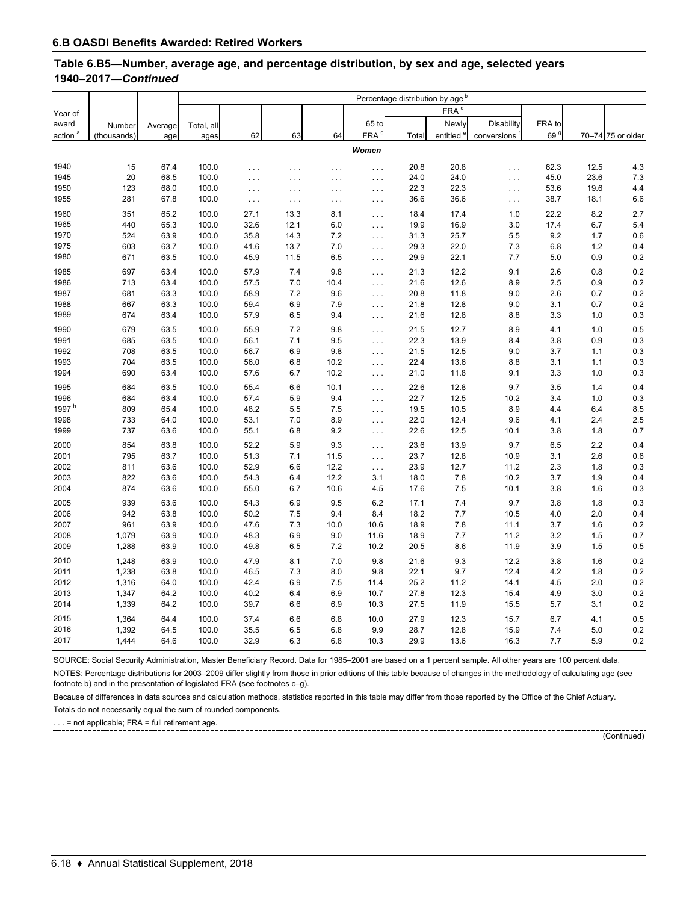## 6.B OASDI Benefits Awarded: Retired Workers

### Table 6.B5—Number, average age, and percentage distribution, by sex and age, selected years 1940–2017—*Continued*

| Year of award action [a] | Number (thousands) | Average age | Percentage distribution by age [b] | | | | | | | | | | |
|---|---|---|---|---|---|---|---|---|---|---|---|---|---|
| | | | Total, all ages | 62 | 63 | 64 | 65 to FRA [c] | FRA [d] | | | FRA to 69 [g] | 70–74 | 75 or older |
| | | | | | | | | Total | Newly entitled [e] | Disability conversions [f] | | | |
| | | | | | | | *Women* | | | | | | |
| 1940 | 15 | 67.4 | 100.0 | . . . | . . . | . . . | . . . | 20.8 | 20.8 | . . . | 62.3 | 12.5 | 4.3 |
| 1945 | 20 | 68.5 | 100.0 | . . . | . . . | . . . | . . . | 24.0 | 24.0 | . . . | 45.0 | 23.6 | 7.3 |
| 1950 | 123 | 68.0 | 100.0 | . . . | . . . | . . . | . . . | 22.3 | 22.3 | . . . | 53.6 | 19.6 | 4.4 |
| 1955 | 281 | 67.8 | 100.0 | . . . | . . . | . . . | . . . | 36.6 | 36.6 | . . . | 38.7 | 18.1 | 6.6 |
| 1960 | 351 | 65.2 | 100.0 | 27.1 | 13.3 | 8.1 | . . . | 18.4 | 17.4 | 1.0 | 22.2 | 8.2 | 2.7 |
| 1965 | 440 | 65.3 | 100.0 | 32.6 | 12.1 | 6.0 | . . . | 19.9 | 16.9 | 3.0 | 17.4 | 6.7 | 5.4 |
| 1970 | 524 | 63.9 | 100.0 | 35.8 | 14.3 | 7.2 | . . . | 31.3 | 25.7 | 5.5 | 9.2 | 1.7 | 0.6 |
| 1975 | 603 | 63.7 | 100.0 | 41.6 | 13.7 | 7.0 | . . . | 29.3 | 22.0 | 7.3 | 6.8 | 1.2 | 0.4 |
| 1980 | 671 | 63.5 | 100.0 | 45.9 | 11.5 | 6.5 | . . . | 29.9 | 22.1 | 7.7 | 5.0 | 0.9 | 0.2 |
| 1985 | 697 | 63.4 | 100.0 | 57.9 | 7.4 | 9.8 | . . . | 21.3 | 12.2 | 9.1 | 2.6 | 0.8 | 0.2 |
| 1986 | 713 | 63.4 | 100.0 | 57.5 | 7.0 | 10.4 | . . . | 21.6 | 12.6 | 8.9 | 2.5 | 0.9 | 0.2 |
| 1987 | 681 | 63.3 | 100.0 | 58.9 | 7.2 | 9.6 | . . . | 20.8 | 11.8 | 9.0 | 2.6 | 0.7 | 0.2 |
| 1988 | 667 | 63.3 | 100.0 | 59.4 | 6.9 | 7.9 | . . . | 21.8 | 12.8 | 9.0 | 3.1 | 0.7 | 0.2 |
| 1989 | 674 | 63.4 | 100.0 | 57.9 | 6.5 | 9.4 | . . . | 21.6 | 12.8 | 8.8 | 3.3 | 1.0 | 0.3 |
| 1990 | 679 | 63.5 | 100.0 | 55.9 | 7.2 | 9.8 | . . . | 21.5 | 12.7 | 8.9 | 4.1 | 1.0 | 0.5 |
| 1991 | 685 | 63.5 | 100.0 | 56.1 | 7.1 | 9.5 | . . . | 22.3 | 13.9 | 8.4 | 3.8 | 0.9 | 0.3 |
| 1992 | 708 | 63.5 | 100.0 | 56.7 | 6.9 | 9.8 | . . . | 21.5 | 12.5 | 9.0 | 3.7 | 1.1 | 0.3 |
| 1993 | 704 | 63.5 | 100.0 | 56.0 | 6.8 | 10.2 | . . . | 22.4 | 13.6 | 8.8 | 3.1 | 1.1 | 0.3 |
| 1994 | 690 | 63.4 | 100.0 | 57.6 | 6.7 | 10.2 | . . . | 21.0 | 11.8 | 9.1 | 3.3 | 1.0 | 0.3 |
| 1995 | 684 | 63.5 | 100.0 | 55.4 | 6.6 | 10.1 | . . . | 22.6 | 12.8 | 9.7 | 3.5 | 1.4 | 0.4 |
| 1996 | 684 | 63.4 | 100.0 | 57.4 | 5.9 | 9.4 | . . . | 22.7 | 12.5 | 10.2 | 3.4 | 1.0 | 0.3 |
| 1997 [h] | 809 | 65.4 | 100.0 | 48.2 | 5.5 | 7.5 | . . . | 19.5 | 10.5 | 8.9 | 4.4 | 6.4 | 8.5 |
| 1998 | 733 | 64.0 | 100.0 | 53.1 | 7.0 | 8.9 | . . . | 22.0 | 12.4 | 9.6 | 4.1 | 2.4 | 2.5 |
| 1999 | 737 | 63.6 | 100.0 | 55.1 | 6.8 | 9.2 | . . . | 22.6 | 12.5 | 10.1 | 3.8 | 1.8 | 0.7 |
| 2000 | 854 | 63.8 | 100.0 | 52.2 | 5.9 | 9.3 | . . . | 23.6 | 13.9 | 9.7 | 6.5 | 2.2 | 0.4 |
| 2001 | 795 | 63.7 | 100.0 | 51.3 | 7.1 | 11.5 | . . . | 23.7 | 12.8 | 10.9 | 3.1 | 2.6 | 0.6 |
| 2002 | 811 | 63.6 | 100.0 | 52.9 | 6.6 | 12.2 | . . . | 23.9 | 12.7 | 11.2 | 2.3 | 1.8 | 0.3 |
| 2003 | 822 | 63.6 | 100.0 | 54.3 | 6.4 | 12.2 | 3.1 | 18.0 | 7.8 | 10.2 | 3.7 | 1.9 | 0.4 |
| 2004 | 874 | 63.6 | 100.0 | 55.0 | 6.7 | 10.6 | 4.5 | 17.6 | 7.5 | 10.1 | 3.8 | 1.6 | 0.3 |
| 2005 | 939 | 63.6 | 100.0 | 54.3 | 6.9 | 9.5 | 6.2 | 17.1 | 7.4 | 9.7 | 3.8 | 1.8 | 0.3 |
| 2006 | 942 | 63.8 | 100.0 | 50.2 | 7.5 | 9.4 | 8.4 | 18.2 | 7.7 | 10.5 | 4.0 | 2.0 | 0.4 |
| 2007 | 961 | 63.9 | 100.0 | 47.6 | 7.3 | 10.0 | 10.6 | 18.9 | 7.8 | 11.1 | 3.7 | 1.6 | 0.2 |
| 2008 | 1,079 | 63.9 | 100.0 | 48.3 | 6.9 | 9.0 | 11.6 | 18.9 | 7.7 | 11.2 | 3.2 | 1.5 | 0.7 |
| 2009 | 1,288 | 63.9 | 100.0 | 49.8 | 6.5 | 7.2 | 10.2 | 20.5 | 8.6 | 11.9 | 3.9 | 1.5 | 0.5 |
| 2010 | 1,248 | 63.9 | 100.0 | 47.9 | 8.1 | 7.0 | 9.8 | 21.6 | 9.3 | 12.2 | 3.8 | 1.6 | 0.2 |
| 2011 | 1,238 | 63.8 | 100.0 | 46.5 | 7.3 | 8.0 | 9.8 | 22.1 | 9.7 | 12.4 | 4.2 | 1.8 | 0.2 |
| 2012 | 1,316 | 64.0 | 100.0 | 42.4 | 6.9 | 7.5 | 11.4 | 25.2 | 11.2 | 14.1 | 4.5 | 2.0 | 0.2 |
| 2013 | 1,347 | 64.2 | 100.0 | 40.2 | 6.4 | 6.9 | 10.7 | 27.8 | 12.3 | 15.4 | 4.9 | 3.0 | 0.2 |
| 2014 | 1,339 | 64.2 | 100.0 | 39.7 | 6.6 | 6.9 | 10.3 | 27.5 | 11.9 | 15.5 | 5.7 | 3.1 | 0.2 |
| 2015 | 1,364 | 64.4 | 100.0 | 37.4 | 6.6 | 6.8 | 10.0 | 27.9 | 12.3 | 15.7 | 6.7 | 4.1 | 0.5 |
| 2016 | 1,392 | 64.5 | 100.0 | 35.5 | 6.5 | 6.8 | 9.9 | 28.7 | 12.8 | 15.9 | 7.4 | 5.0 | 0.2 |
| 2017 | 1,444 | 64.6 | 100.0 | 32.9 | 6.3 | 6.8 | 10.3 | 29.9 | 13.6 | 16.3 | 7.7 | 5.9 | 0.2 |

SOURCE: Social Security Administration, Master Beneficiary Record. Data for 1985–2001 are based on a 1 percent sample. All other years are 100 percent data.

NOTES: Percentage distributions for 2003–2009 differ slightly from those in prior editions of this table because of changes in the methodology of calculating age (see footnote b) and in the presentation of legislated FRA (see footnotes c–g).

Because of differences in data sources and calculation methods, statistics reported in this table may differ from those reported by the Office of the Chief Actuary.

Totals do not necessarily equal the sum of rounded components.

. . . = not applicable; FRA = full retirement age.

(Continued)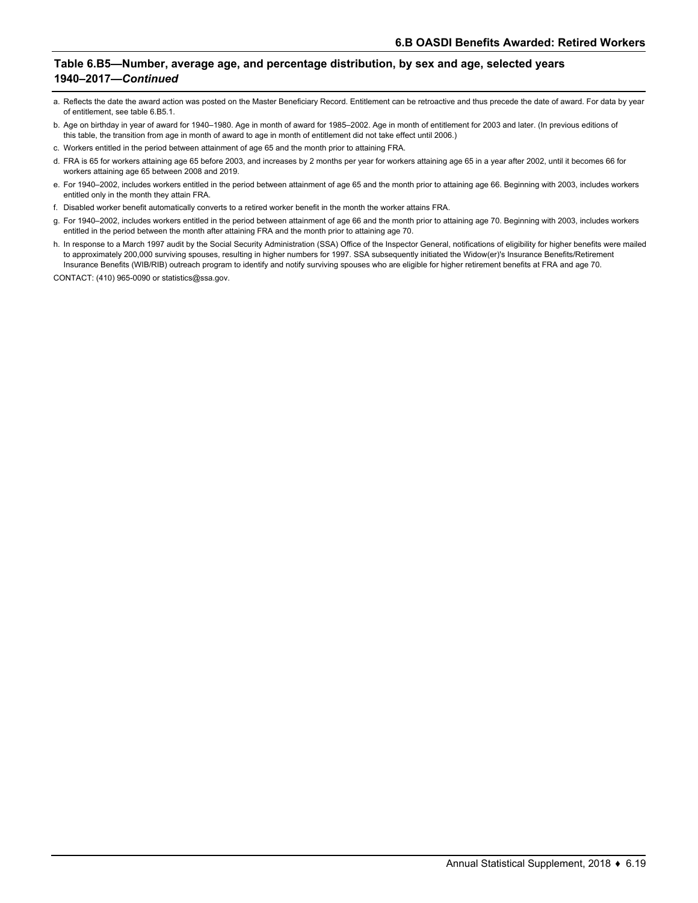## Table 6.B5—Number, average age, and percentage distribution, by sex and age, selected years 1940–2017—*Continued*

a. Reflects the date the award action was posted on the Master Beneficiary Record. Entitlement can be retroactive and thus precede the date of award. For data by year of entitlement, see table 6.B5.1.

b. Age on birthday in year of award for 1940–1980. Age in month of award for 1985–2002. Age in month of entitlement for 2003 and later. (In previous editions of this table, the transition from age in month of award to age in month of entitlement did not take effect until 2006.)

c. Workers entitled in the period between attainment of age 65 and the month prior to attaining FRA.

d. FRA is 65 for workers attaining age 65 before 2003, and increases by 2 months per year for workers attaining age 65 in a year after 2002, until it becomes 66 for workers attaining age 65 between 2008 and 2019.

e. For 1940–2002, includes workers entitled in the period between attainment of age 65 and the month prior to attaining age 66. Beginning with 2003, includes workers entitled only in the month they attain FRA.

f. Disabled worker benefit automatically converts to a retired worker benefit in the month the worker attains FRA.

g. For 1940–2002, includes workers entitled in the period between attainment of age 66 and the month prior to attaining age 70. Beginning with 2003, includes workers entitled in the period between the month after attaining FRA and the month prior to attaining age 70.

h. In response to a March 1997 audit by the Social Security Administration (SSA) Office of the Inspector General, notifications of eligibility for higher benefits were mailed to approximately 200,000 surviving spouses, resulting in higher numbers for 1997. SSA subsequently initiated the Widow(er)'s Insurance Benefits/Retirement Insurance Benefits (WIB/RIB) outreach program to identify and notify surviving spouses who are eligible for higher retirement benefits at FRA and age 70.

CONTACT: (410) 965-0090 or statistics@ssa.gov.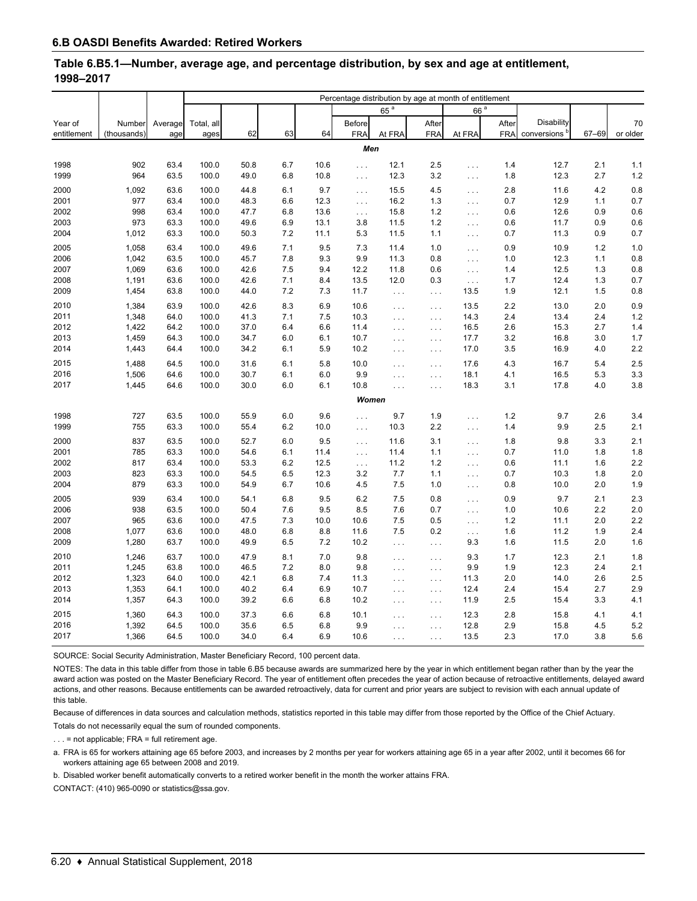## 6.B OASDI Benefits Awarded: Retired Workers

### Table 6.B5.1—Number, average age, and percentage distribution, by sex and age at entitlement, 1998–2017

| Year of entitlement | Number (thousands) | Average age | Percentage distribution by age at month of entitlement | | | | | | | | | | | |
|---|---|---|---|---|---|---|---|---|---|---|---|---|---|---|
| | | | Total, all ages | 62 | 63 | 64 | 65 [a] | | | 66 [a] | | Disability conversions [b] | 67–69 | 70 or older |
| | | | | | | | Before FRA | At FRA | After FRA | At FRA | After FRA | | | |
| | | | | | | | *Men* | | | | | | | |
| 1998 | 902 | 63.4 | 100.0 | 50.8 | 6.7 | 10.6 | . . . | 12.1 | 2.5 | . . . | 1.4 | 12.7 | 2.1 | 1.1 |
| 1999 | 964 | 63.5 | 100.0 | 49.0 | 6.8 | 10.8 | . . . | 12.3 | 3.2 | . . . | 1.8 | 12.3 | 2.7 | 1.2 |
| 2000 | 1,092 | 63.6 | 100.0 | 44.8 | 6.1 | 9.7 | . . . | 15.5 | 4.5 | . . . | 2.8 | 11.6 | 4.2 | 0.8 |
| 2001 | 977 | 63.4 | 100.0 | 48.3 | 6.6 | 12.3 | . . . | 16.2 | 1.3 | . . . | 0.7 | 12.9 | 1.1 | 0.7 |
| 2002 | 998 | 63.4 | 100.0 | 47.7 | 6.8 | 13.6 | . . . | 15.8 | 1.2 | . . . | 0.6 | 12.6 | 0.9 | 0.6 |
| 2003 | 973 | 63.3 | 100.0 | 49.6 | 6.9 | 13.1 | 3.8 | 11.5 | 1.2 | . . . | 0.6 | 11.7 | 0.9 | 0.6 |
| 2004 | 1,012 | 63.3 | 100.0 | 50.3 | 7.2 | 11.1 | 5.3 | 11.5 | 1.1 | . . . | 0.7 | 11.3 | 0.9 | 0.7 |
| 2005 | 1,058 | 63.4 | 100.0 | 49.6 | 7.1 | 9.5 | 7.3 | 11.4 | 1.0 | . . . | 0.9 | 10.9 | 1.2 | 1.0 |
| 2006 | 1,042 | 63.5 | 100.0 | 45.7 | 7.8 | 9.3 | 9.9 | 11.3 | 0.8 | . . . | 1.0 | 12.3 | 1.1 | 0.8 |
| 2007 | 1,069 | 63.6 | 100.0 | 42.6 | 7.5 | 9.4 | 12.2 | 11.8 | 0.6 | . . . | 1.4 | 12.5 | 1.3 | 0.8 |
| 2008 | 1,191 | 63.6 | 100.0 | 42.6 | 7.1 | 8.4 | 13.5 | 12.0 | 0.3 | . . . | 1.7 | 12.4 | 1.3 | 0.7 |
| 2009 | 1,454 | 63.8 | 100.0 | 44.0 | 7.2 | 7.3 | 11.7 | . . . | . . . | 13.5 | 1.9 | 12.1 | 1.5 | 0.8 |
| 2010 | 1,384 | 63.9 | 100.0 | 42.6 | 8.3 | 6.9 | 10.6 | . . . | . . . | 13.5 | 2.2 | 13.0 | 2.0 | 0.9 |
| 2011 | 1,348 | 64.0 | 100.0 | 41.3 | 7.1 | 7.5 | 10.3 | . . . | . . . | 14.3 | 2.4 | 13.4 | 2.4 | 1.2 |
| 2012 | 1,422 | 64.2 | 100.0 | 37.0 | 6.4 | 6.6 | 11.4 | . . . | . . . | 16.5 | 2.6 | 15.3 | 2.7 | 1.4 |
| 2013 | 1,459 | 64.3 | 100.0 | 34.7 | 6.0 | 6.1 | 10.7 | . . . | . . . | 17.7 | 3.2 | 16.8 | 3.0 | 1.7 |
| 2014 | 1,443 | 64.4 | 100.0 | 34.2 | 6.1 | 5.9 | 10.2 | . . . | . . . | 17.0 | 3.5 | 16.9 | 4.0 | 2.2 |
| 2015 | 1,488 | 64.5 | 100.0 | 31.6 | 6.1 | 5.8 | 10.0 | . . . | . . . | 17.6 | 4.3 | 16.7 | 5.4 | 2.5 |
| 2016 | 1,506 | 64.6 | 100.0 | 30.7 | 6.1 | 6.0 | 9.9 | . . . | . . . | 18.1 | 4.1 | 16.5 | 5.3 | 3.3 |
| 2017 | 1,445 | 64.6 | 100.0 | 30.0 | 6.0 | 6.1 | 10.8 | . . . | . . . | 18.3 | 3.1 | 17.8 | 4.0 | 3.8 |
| | | | | | | | *Women* | | | | | | | |
| 1998 | 727 | 63.5 | 100.0 | 55.9 | 6.0 | 9.6 | . . . | 9.7 | 1.9 | . . . | 1.2 | 9.7 | 2.6 | 3.4 |
| 1999 | 755 | 63.3 | 100.0 | 55.4 | 6.2 | 10.0 | . . . | 10.3 | 2.2 | . . . | 1.4 | 9.9 | 2.5 | 2.1 |
| 2000 | 837 | 63.5 | 100.0 | 52.7 | 6.0 | 9.5 | . . . | 11.6 | 3.1 | . . . | 1.8 | 9.8 | 3.3 | 2.1 |
| 2001 | 785 | 63.3 | 100.0 | 54.6 | 6.1 | 11.4 | . . . | 11.4 | 1.1 | . . . | 0.7 | 11.0 | 1.8 | 1.8 |
| 2002 | 817 | 63.4 | 100.0 | 53.3 | 6.2 | 12.5 | . . . | 11.2 | 1.2 | . . . | 0.6 | 11.1 | 1.6 | 2.2 |
| 2003 | 823 | 63.3 | 100.0 | 54.5 | 6.5 | 12.3 | 3.2 | 7.7 | 1.1 | . . . | 0.7 | 10.3 | 1.8 | 2.0 |
| 2004 | 879 | 63.3 | 100.0 | 54.9 | 6.7 | 10.6 | 4.5 | 7.5 | 1.0 | . . . | 0.8 | 10.0 | 2.0 | 1.9 |
| 2005 | 939 | 63.4 | 100.0 | 54.1 | 6.8 | 9.5 | 6.2 | 7.5 | 0.8 | . . . | 0.9 | 9.7 | 2.1 | 2.3 |
| 2006 | 938 | 63.5 | 100.0 | 50.4 | 7.6 | 9.5 | 8.5 | 7.6 | 0.7 | . . . | 1.0 | 10.6 | 2.2 | 2.0 |
| 2007 | 965 | 63.6 | 100.0 | 47.5 | 7.3 | 10.0 | 10.6 | 7.5 | 0.5 | . . . | 1.2 | 11.1 | 2.0 | 2.2 |
| 2008 | 1,077 | 63.6 | 100.0 | 48.0 | 6.8 | 8.8 | 11.6 | 7.5 | 0.2 | . . . | 1.6 | 11.2 | 1.9 | 2.4 |
| 2009 | 1,280 | 63.7 | 100.0 | 49.9 | 6.5 | 7.2 | 10.2 | . . . | . . . | 9.3 | 1.6 | 11.5 | 2.0 | 1.6 |
| 2010 | 1,246 | 63.7 | 100.0 | 47.9 | 8.1 | 7.0 | 9.8 | . . . | . . . | 9.3 | 1.7 | 12.3 | 2.1 | 1.8 |
| 2011 | 1,245 | 63.8 | 100.0 | 46.5 | 7.2 | 8.0 | 9.8 | . . . | . . . | 9.9 | 1.9 | 12.3 | 2.4 | 2.1 |
| 2012 | 1,323 | 64.0 | 100.0 | 42.1 | 6.8 | 7.4 | 11.3 | . . . | . . . | 11.3 | 2.0 | 14.0 | 2.6 | 2.5 |
| 2013 | 1,353 | 64.1 | 100.0 | 40.2 | 6.4 | 6.9 | 10.7 | . . . | . . . | 12.4 | 2.4 | 15.4 | 2.7 | 2.9 |
| 2014 | 1,357 | 64.3 | 100.0 | 39.2 | 6.6 | 6.8 | 10.2 | . . . | . . . | 11.9 | 2.5 | 15.4 | 3.3 | 4.1 |
| 2015 | 1,360 | 64.3 | 100.0 | 37.3 | 6.6 | 6.8 | 10.1 | . . . | . . . | 12.3 | 2.8 | 15.8 | 4.1 | 4.1 |
| 2016 | 1,392 | 64.5 | 100.0 | 35.6 | 6.5 | 6.8 | 9.9 | . . . | . . . | 12.8 | 2.9 | 15.8 | 4.5 | 5.2 |
| 2017 | 1,366 | 64.5 | 100.0 | 34.0 | 6.4 | 6.9 | 10.6 | . . . | . . . | 13.5 | 2.3 | 17.0 | 3.8 | 5.6 |

SOURCE: Social Security Administration, Master Beneficiary Record, 100 percent data.

NOTES: The data in this table differ from those in table 6.B5 because awards are summarized here by the year in which entitlement began rather than by the year the award action was posted on the Master Beneficiary Record. The year of entitlement often precedes the year of action because of retroactive entitlements, delayed award actions, and other reasons. Because entitlements can be awarded retroactively, data for current and prior years are subject to revision with each annual update of this table.

Because of differences in data sources and calculation methods, statistics reported in this table may differ from those reported by the Office of the Chief Actuary.

Totals do not necessarily equal the sum of rounded components.

. . . = not applicable; FRA = full retirement age.

a. FRA is 65 for workers attaining age 65 before 2003, and increases by 2 months per year for workers attaining age 65 in a year after 2002, until it becomes 66 for workers attaining age 65 between 2008 and 2019.

b. Disabled worker benefit automatically converts to a retired worker benefit in the month the worker attains FRA.

CONTACT: (410) 965-0090 or statistics@ssa.gov.